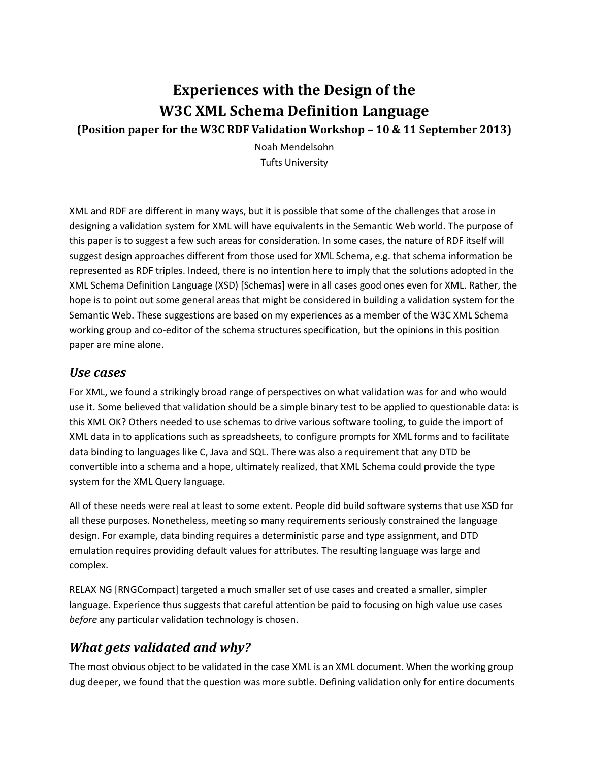# Experiences with the Design of the W3C XML Schema Definition Language

**(Position paper for the W3C RDF Validation Workshop – 10 & 11 September 2013)**

Noah Mendelsohn
Tufts University

XML and RDF are different in many ways, but it is possible that some of the challenges that arose in designing a validation system for XML will have equivalents in the Semantic Web world. The purpose of this paper is to suggest a few such areas for consideration. In some cases, the nature of RDF itself will suggest design approaches different from those used for XML Schema, e.g. that schema information be represented as RDF triples. Indeed, there is no intention here to imply that the solutions adopted in the XML Schema Definition Language (XSD) [Schemas] were in all cases good ones even for XML. Rather, the hope is to point out some general areas that might be considered in building a validation system for the Semantic Web. These suggestions are based on my experiences as a member of the W3C XML Schema working group and co-editor of the schema structures specification, but the opinions in this position paper are mine alone.

## *Use cases*

For XML, we found a strikingly broad range of perspectives on what validation was for and who would use it. Some believed that validation should be a simple binary test to be applied to questionable data: is this XML OK? Others needed to use schemas to drive various software tooling, to guide the import of XML data in to applications such as spreadsheets, to configure prompts for XML forms and to facilitate data binding to languages like C, Java and SQL. There was also a requirement that any DTD be convertible into a schema and a hope, ultimately realized, that XML Schema could provide the type system for the XML Query language.

All of these needs were real at least to some extent. People did build software systems that use XSD for all these purposes. Nonetheless, meeting so many requirements seriously constrained the language design. For example, data binding requires a deterministic parse and type assignment, and DTD emulation requires providing default values for attributes. The resulting language was large and complex.

RELAX NG [RNGCompact] targeted a much smaller set of use cases and created a smaller, simpler language. Experience thus suggests that careful attention be paid to focusing on high value use cases *before* any particular validation technology is chosen.

## *What gets validated and why?*

The most obvious object to be validated in the case XML is an XML document. When the working group dug deeper, we found that the question was more subtle. Defining validation only for entire documents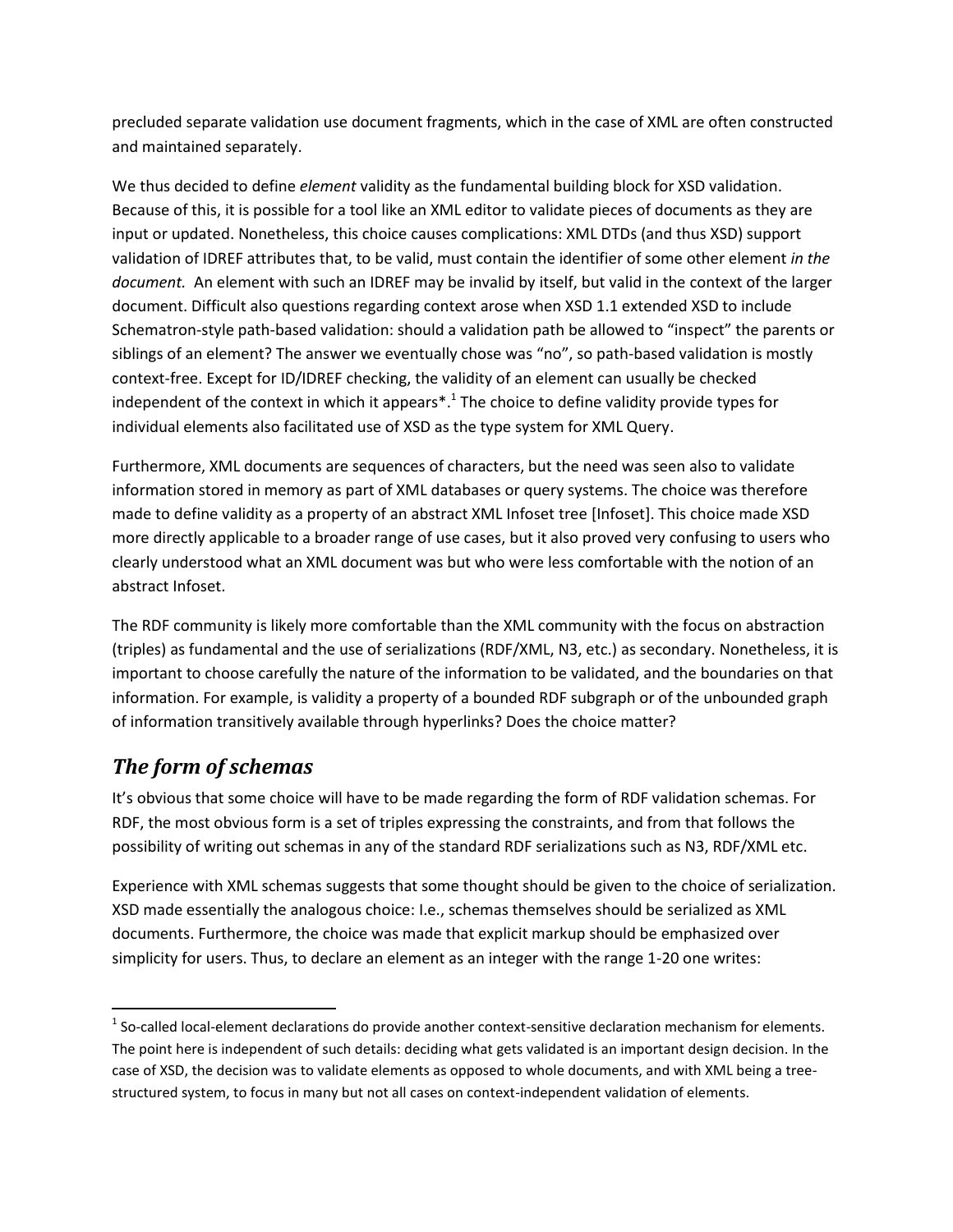precluded separate validation use document fragments, which in the case of XML are often constructed and maintained separately.

We thus decided to define *element* validity as the fundamental building block for XSD validation. Because of this, it is possible for a tool like an XML editor to validate pieces of documents as they are input or updated. Nonetheless, this choice causes complications: XML DTDs (and thus XSD) support validation of IDREF attributes that, to be valid, must contain the identifier of some other element *in the document.* An element with such an IDREF may be invalid by itself, but valid in the context of the larger document. Difficult also questions regarding context arose when XSD 1.1 extended XSD to include Schematron-style path-based validation: should a validation path be allowed to "inspect" the parents or siblings of an element? The answer we eventually chose was "no", so path-based validation is mostly context-free. Except for ID/IDREF checking, the validity of an element can usually be checked independent of the context in which it appears*.[1] The choice to define validity provide types for individual elements also facilitated use of XSD as the type system for XML Query.

Furthermore, XML documents are sequences of characters, but the need was seen also to validate information stored in memory as part of XML databases or query systems. The choice was therefore made to define validity as a property of an abstract XML Infoset tree [Infoset]. This choice made XSD more directly applicable to a broader range of use cases, but it also proved very confusing to users who clearly understood what an XML document was but who were less comfortable with the notion of an abstract Infoset.

The RDF community is likely more comfortable than the XML community with the focus on abstraction (triples) as fundamental and the use of serializations (RDF/XML, N3, etc.) as secondary. Nonetheless, it is important to choose carefully the nature of the information to be validated, and the boundaries on that information. For example, is validity a property of a bounded RDF subgraph or of the unbounded graph of information transitively available through hyperlinks? Does the choice matter?

## *The form of schemas*

It's obvious that some choice will have to be made regarding the form of RDF validation schemas. For RDF, the most obvious form is a set of triples expressing the constraints, and from that follows the possibility of writing out schemas in any of the standard RDF serializations such as N3, RDF/XML etc.

Experience with XML schemas suggests that some thought should be given to the choice of serialization. XSD made essentially the analogous choice: I.e., schemas themselves should be serialized as XML documents. Furthermore, the choice was made that explicit markup should be emphasized over simplicity for users. Thus, to declare an element as an integer with the range 1-20 one writes:

---

[1] So-called local-element declarations do provide another context-sensitive declaration mechanism for elements. The point here is independent of such details: deciding what gets validated is an important design decision. In the case of XSD, the decision was to validate elements as opposed to whole documents, and with XML being a tree-structured system, to focus in many but not all cases on context-independent validation of elements.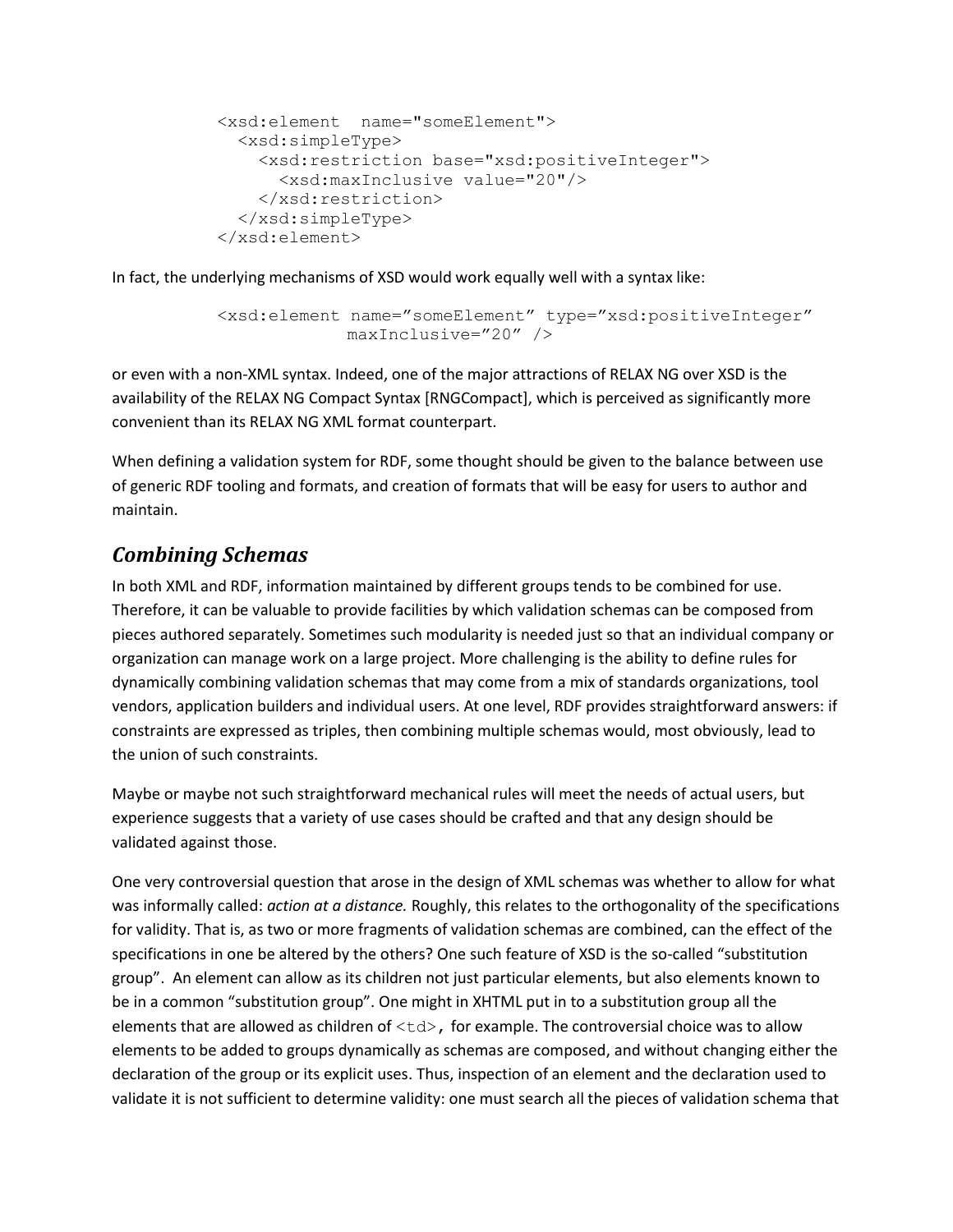```
<xsd:element  name="someElement">
  <xsd:simpleType>
    <xsd:restriction base="xsd:positiveInteger">
      <xsd:maxInclusive value="20"/>
    </xsd:restriction>
  </xsd:simpleType>
</xsd:element>
```

In fact, the underlying mechanisms of XSD would work equally well with a syntax like:

```
<xsd:element name=”someElement” type=”xsd:positiveInteger”
             maxInclusive=”20” />
```

or even with a non-XML syntax. Indeed, one of the major attractions of RELAX NG over XSD is the availability of the RELAX NG Compact Syntax [RNGCompact], which is perceived as significantly more convenient than its RELAX NG XML format counterpart.

When defining a validation system for RDF, some thought should be given to the balance between use of generic RDF tooling and formats, and creation of formats that will be easy for users to author and maintain.

## *Combining Schemas*

In both XML and RDF, information maintained by different groups tends to be combined for use. Therefore, it can be valuable to provide facilities by which validation schemas can be composed from pieces authored separately. Sometimes such modularity is needed just so that an individual company or organization can manage work on a large project. More challenging is the ability to define rules for dynamically combining validation schemas that may come from a mix of standards organizations, tool vendors, application builders and individual users. At one level, RDF provides straightforward answers: if constraints are expressed as triples, then combining multiple schemas would, most obviously, lead to the union of such constraints.

Maybe or maybe not such straightforward mechanical rules will meet the needs of actual users, but experience suggests that a variety of use cases should be crafted and that any design should be validated against those.

One very controversial question that arose in the design of XML schemas was whether to allow for what was informally called: *action at a distance.* Roughly, this relates to the orthogonality of the specifications for validity. That is, as two or more fragments of validation schemas are combined, can the effect of the specifications in one be altered by the others? One such feature of XSD is the so-called “substitution group”. An element can allow as its children not just particular elements, but also elements known to be in a common “substitution group”. One might in XHTML put in to a substitution group all the elements that are allowed as children of `<td>`, for example. The controversial choice was to allow elements to be added to groups dynamically as schemas are composed, and without changing either the declaration of the group or its explicit uses. Thus, inspection of an element and the declaration used to validate it is not sufficient to determine validity: one must search all the pieces of validation schema that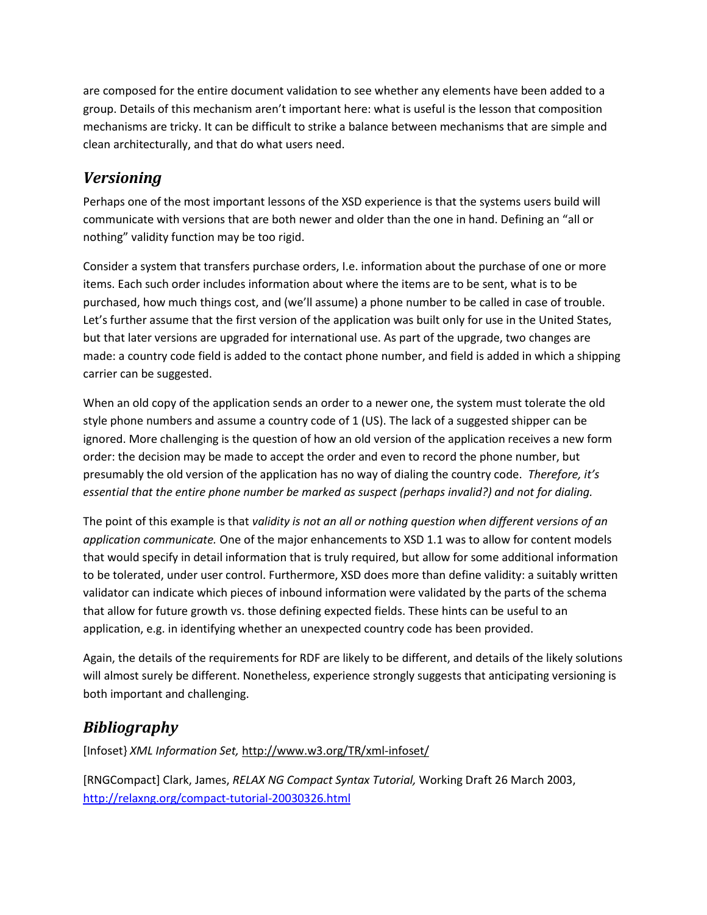are composed for the entire document validation to see whether any elements have been added to a group. Details of this mechanism aren't important here: what is useful is the lesson that composition mechanisms are tricky. It can be difficult to strike a balance between mechanisms that are simple and clean architecturally, and that do what users need.

## *Versioning*

Perhaps one of the most important lessons of the XSD experience is that the systems users build will communicate with versions that are both newer and older than the one in hand. Defining an "all or nothing" validity function may be too rigid.

Consider a system that transfers purchase orders, I.e. information about the purchase of one or more items. Each such order includes information about where the items are to be sent, what is to be purchased, how much things cost, and (we'll assume) a phone number to be called in case of trouble. Let's further assume that the first version of the application was built only for use in the United States, but that later versions are upgraded for international use. As part of the upgrade, two changes are made: a country code field is added to the contact phone number, and field is added in which a shipping carrier can be suggested.

When an old copy of the application sends an order to a newer one, the system must tolerate the old style phone numbers and assume a country code of 1 (US). The lack of a suggested shipper can be ignored. More challenging is the question of how an old version of the application receives a new form order: the decision may be made to accept the order and even to record the phone number, but presumably the old version of the application has no way of dialing the country code. *Therefore, it's essential that the entire phone number be marked as suspect (perhaps invalid?) and not for dialing.*

The point of this example is that *validity is not an all or nothing question when different versions of an application communicate.* One of the major enhancements to XSD 1.1 was to allow for content models that would specify in detail information that is truly required, but allow for some additional information to be tolerated, under user control. Furthermore, XSD does more than define validity: a suitably written validator can indicate which pieces of inbound information were validated by the parts of the schema that allow for future growth vs. those defining expected fields. These hints can be useful to an application, e.g. in identifying whether an unexpected country code has been provided.

Again, the details of the requirements for RDF are likely to be different, and details of the likely solutions will almost surely be different. Nonetheless, experience strongly suggests that anticipating versioning is both important and challenging.

## *Bibliography*

[Infoset} *XML Information Set,* http://www.w3.org/TR/xml-infoset/

[RNGCompact] Clark, James, *RELAX NG Compact Syntax Tutorial,* Working Draft 26 March 2003, http://relaxng.org/compact-tutorial-20030326.html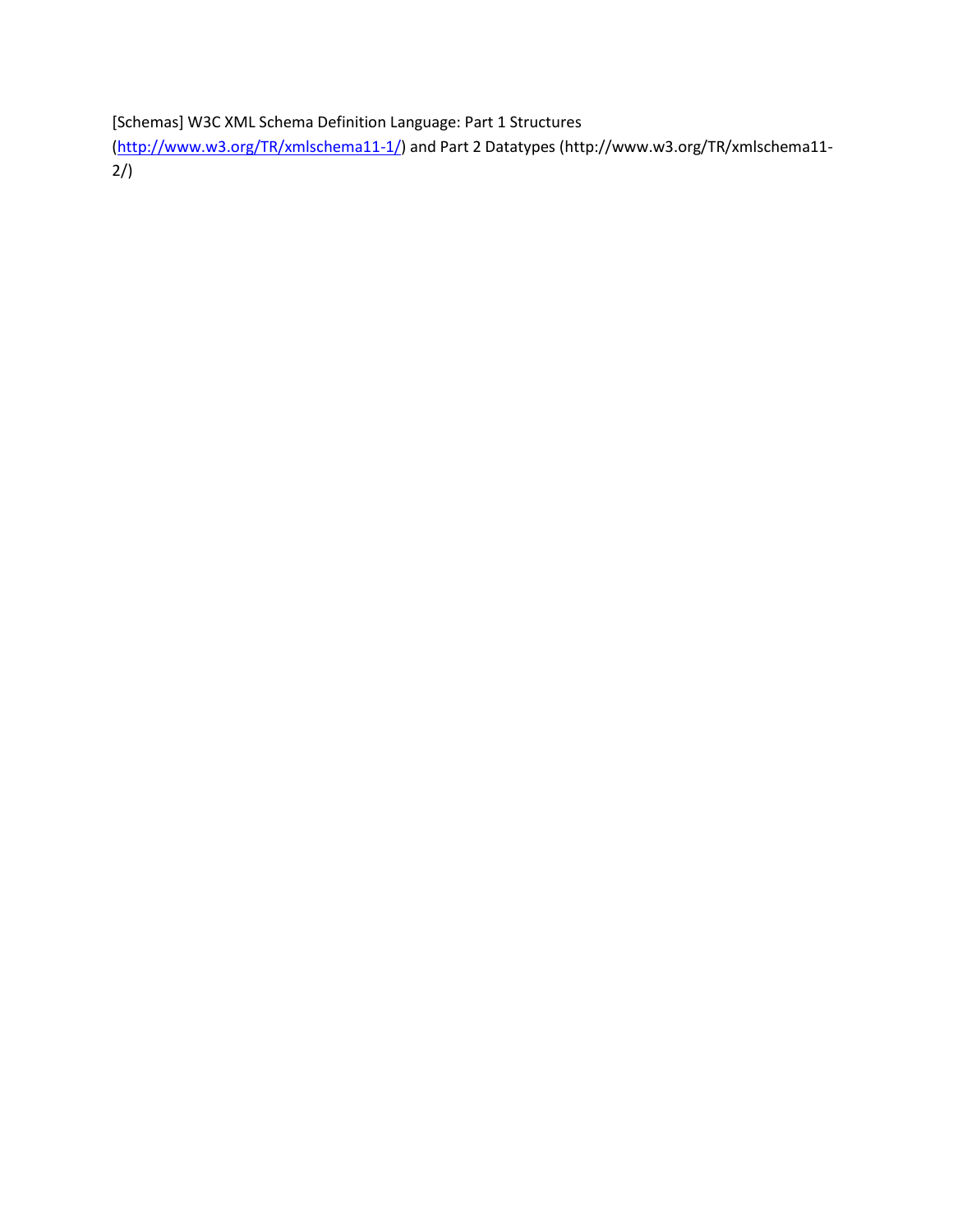[Schemas] W3C XML Schema Definition Language: Part 1 Structures (http://www.w3.org/TR/xmlschema11-1/) and Part 2 Datatypes (http://www.w3.org/TR/xmlschema11-2/)